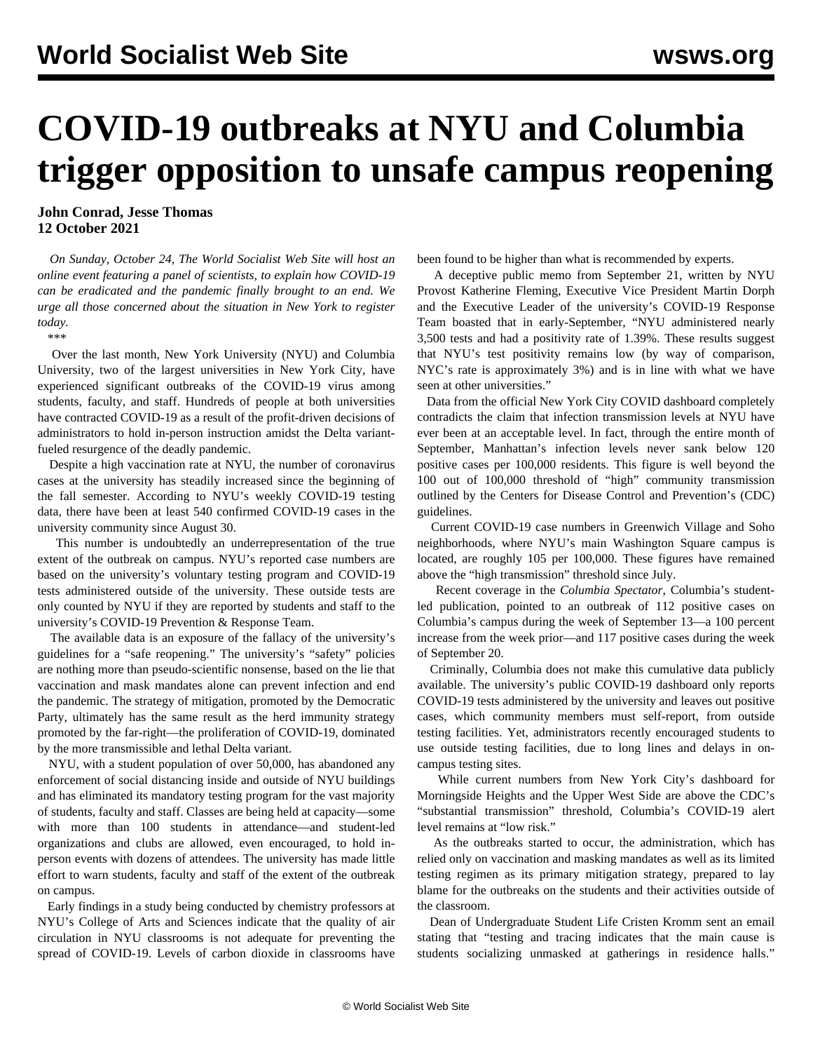# COVID-19 outbreaks at NYU and Columbia trigger opposition to unsafe campus reopening

**John Conrad, Jesse Thomas**
**12 October 2021**

*On Sunday, October 24, The World Socialist Web Site will host an online event featuring a panel of scientists, to explain how COVID-19 can be eradicated and the pandemic finally brought to an end. We urge all those concerned about the situation in New York to register today.*

***

Over the last month, New York University (NYU) and Columbia University, two of the largest universities in New York City, have experienced significant outbreaks of the COVID-19 virus among students, faculty, and staff. Hundreds of people at both universities have contracted COVID-19 as a result of the profit-driven decisions of administrators to hold in-person instruction amidst the Delta variant-fueled resurgence of the deadly pandemic.

Despite a high vaccination rate at NYU, the number of coronavirus cases at the university has steadily increased since the beginning of the fall semester. According to NYU's weekly COVID-19 testing data, there have been at least 540 confirmed COVID-19 cases in the university community since August 30.

This number is undoubtedly an underrepresentation of the true extent of the outbreak on campus. NYU's reported case numbers are based on the university's voluntary testing program and COVID-19 tests administered outside of the university. These outside tests are only counted by NYU if they are reported by students and staff to the university's COVID-19 Prevention & Response Team.

The available data is an exposure of the fallacy of the university's guidelines for a "safe reopening." The university's "safety" policies are nothing more than pseudo-scientific nonsense, based on the lie that vaccination and mask mandates alone can prevent infection and end the pandemic. The strategy of mitigation, promoted by the Democratic Party, ultimately has the same result as the herd immunity strategy promoted by the far-right—the proliferation of COVID-19, dominated by the more transmissible and lethal Delta variant.

NYU, with a student population of over 50,000, has abandoned any enforcement of social distancing inside and outside of NYU buildings and has eliminated its mandatory testing program for the vast majority of students, faculty and staff. Classes are being held at capacity—some with more than 100 students in attendance—and student-led organizations and clubs are allowed, even encouraged, to hold in-person events with dozens of attendees. The university has made little effort to warn students, faculty and staff of the extent of the outbreak on campus.

Early findings in a study being conducted by chemistry professors at NYU's College of Arts and Sciences indicate that the quality of air circulation in NYU classrooms is not adequate for preventing the spread of COVID-19. Levels of carbon dioxide in classrooms have been found to be higher than what is recommended by experts.

A deceptive public memo from September 21, written by NYU Provost Katherine Fleming, Executive Vice President Martin Dorph and the Executive Leader of the university's COVID-19 Response Team boasted that in early-September, "NYU administered nearly 3,500 tests and had a positivity rate of 1.39%. These results suggest that NYU's test positivity remains low (by way of comparison, NYC's rate is approximately 3%) and is in line with what we have seen at other universities."

Data from the official New York City COVID dashboard completely contradicts the claim that infection transmission levels at NYU have ever been at an acceptable level. In fact, through the entire month of September, Manhattan's infection levels never sank below 120 positive cases per 100,000 residents. This figure is well beyond the 100 out of 100,000 threshold of "high" community transmission outlined by the Centers for Disease Control and Prevention's (CDC) guidelines.

Current COVID-19 case numbers in Greenwich Village and Soho neighborhoods, where NYU's main Washington Square campus is located, are roughly 105 per 100,000. These figures have remained above the "high transmission" threshold since July.

Recent coverage in the *Columbia Spectator*, Columbia's student-led publication, pointed to an outbreak of 112 positive cases on Columbia's campus during the week of September 13—a 100 percent increase from the week prior—and 117 positive cases during the week of September 20.

Criminally, Columbia does not make this cumulative data publicly available. The university's public COVID-19 dashboard only reports COVID-19 tests administered by the university and leaves out positive cases, which community members must self-report, from outside testing facilities. Yet, administrators recently encouraged students to use outside testing facilities, due to long lines and delays in on-campus testing sites.

While current numbers from New York City's dashboard for Morningside Heights and the Upper West Side are above the CDC's "substantial transmission" threshold, Columbia's COVID-19 alert level remains at "low risk."

As the outbreaks started to occur, the administration, which has relied only on vaccination and masking mandates as well as its limited testing regimen as its primary mitigation strategy, prepared to lay blame for the outbreaks on the students and their activities outside of the classroom.

Dean of Undergraduate Student Life Cristen Kromm sent an email stating that "testing and tracing indicates that the main cause is students socializing unmasked at gatherings in residence halls."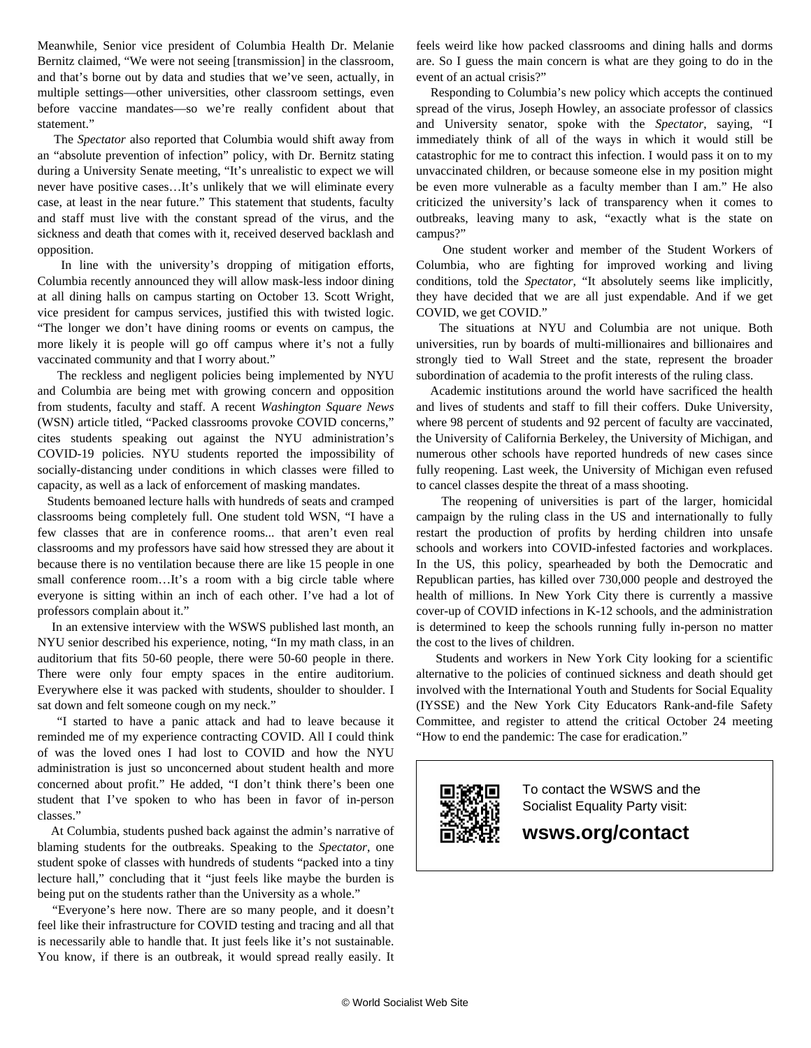Meanwhile, Senior vice president of Columbia Health Dr. Melanie Bernitz claimed, "We were not seeing [transmission] in the classroom, and that's borne out by data and studies that we've seen, actually, in multiple settings—other universities, other classroom settings, even before vaccine mandates—so we're really confident about that statement."

The *Spectator* also reported that Columbia would shift away from an "absolute prevention of infection" policy, with Dr. Bernitz stating during a University Senate meeting, "It's unrealistic to expect we will never have positive cases…It's unlikely that we will eliminate every case, at least in the near future." This statement that students, faculty and staff must live with the constant spread of the virus, and the sickness and death that comes with it, received deserved backlash and opposition.

In line with the university's dropping of mitigation efforts, Columbia recently announced they will allow mask-less indoor dining at all dining halls on campus starting on October 13. Scott Wright, vice president for campus services, justified this with twisted logic. "The longer we don't have dining rooms or events on campus, the more likely it is people will go off campus where it's not a fully vaccinated community and that I worry about."

The reckless and negligent policies being implemented by NYU and Columbia are being met with growing concern and opposition from students, faculty and staff. A recent *Washington Square News* (WSN) article titled, "Packed classrooms provoke COVID concerns," cites students speaking out against the NYU administration's COVID-19 policies. NYU students reported the impossibility of socially-distancing under conditions in which classes were filled to capacity, as well as a lack of enforcement of masking mandates.

Students bemoaned lecture halls with hundreds of seats and cramped classrooms being completely full. One student told WSN, "I have a few classes that are in conference rooms... that aren't even real classrooms and my professors have said how stressed they are about it because there is no ventilation because there are like 15 people in one small conference room…It's a room with a big circle table where everyone is sitting within an inch of each other. I've had a lot of professors complain about it."

In an extensive interview with the WSWS published last month, an NYU senior described his experience, noting, "In my math class, in an auditorium that fits 50-60 people, there were 50-60 people in there. There were only four empty spaces in the entire auditorium. Everywhere else it was packed with students, shoulder to shoulder. I sat down and felt someone cough on my neck."

"I started to have a panic attack and had to leave because it reminded me of my experience contracting COVID. All I could think of was the loved ones I had lost to COVID and how the NYU administration is just so unconcerned about student health and more concerned about profit." He added, "I don't think there's been one student that I've spoken to who has been in favor of in-person classes."

At Columbia, students pushed back against the admin's narrative of blaming students for the outbreaks. Speaking to the *Spectator*, one student spoke of classes with hundreds of students "packed into a tiny lecture hall," concluding that it "just feels like maybe the burden is being put on the students rather than the University as a whole."

"Everyone's here now. There are so many people, and it doesn't feel like their infrastructure for COVID testing and tracing and all that is necessarily able to handle that. It just feels like it's not sustainable. You know, if there is an outbreak, it would spread really easily. It feels weird like how packed classrooms and dining halls and dorms are. So I guess the main concern is what are they going to do in the event of an actual crisis?"

Responding to Columbia's new policy which accepts the continued spread of the virus, Joseph Howley, an associate professor of classics and University senator, spoke with the *Spectator*, saying, "I immediately think of all of the ways in which it would still be catastrophic for me to contract this infection. I would pass it on to my unvaccinated children, or because someone else in my position might be even more vulnerable as a faculty member than I am." He also criticized the university's lack of transparency when it comes to outbreaks, leaving many to ask, "exactly what is the state on campus?"

One student worker and member of the Student Workers of Columbia, who are fighting for improved working and living conditions, told the *Spectator*, "It absolutely seems like implicitly, they have decided that we are all just expendable. And if we get COVID, we get COVID."

The situations at NYU and Columbia are not unique. Both universities, run by boards of multi-millionaires and billionaires and strongly tied to Wall Street and the state, represent the broader subordination of academia to the profit interests of the ruling class.

Academic institutions around the world have sacrificed the health and lives of students and staff to fill their coffers. Duke University, where 98 percent of students and 92 percent of faculty are vaccinated, the University of California Berkeley, the University of Michigan, and numerous other schools have reported hundreds of new cases since fully reopening. Last week, the University of Michigan even refused to cancel classes despite the threat of a mass shooting.

The reopening of universities is part of the larger, homicidal campaign by the ruling class in the US and internationally to fully restart the production of profits by herding children into unsafe schools and workers into COVID-infested factories and workplaces. In the US, this policy, spearheaded by both the Democratic and Republican parties, has killed over 730,000 people and destroyed the health of millions. In New York City there is currently a massive cover-up of COVID infections in K-12 schools, and the administration is determined to keep the schools running fully in-person no matter the cost to the lives of children.

Students and workers in New York City looking for a scientific alternative to the policies of continued sickness and death should get involved with the International Youth and Students for Social Equality (IYSSE) and the New York City Educators Rank-and-file Safety Committee, and register to attend the critical October 24 meeting "How to end the pandemic: The case for eradication."

To contact the WSWS and the Socialist Equality Party visit:

**wsws.org/contact**